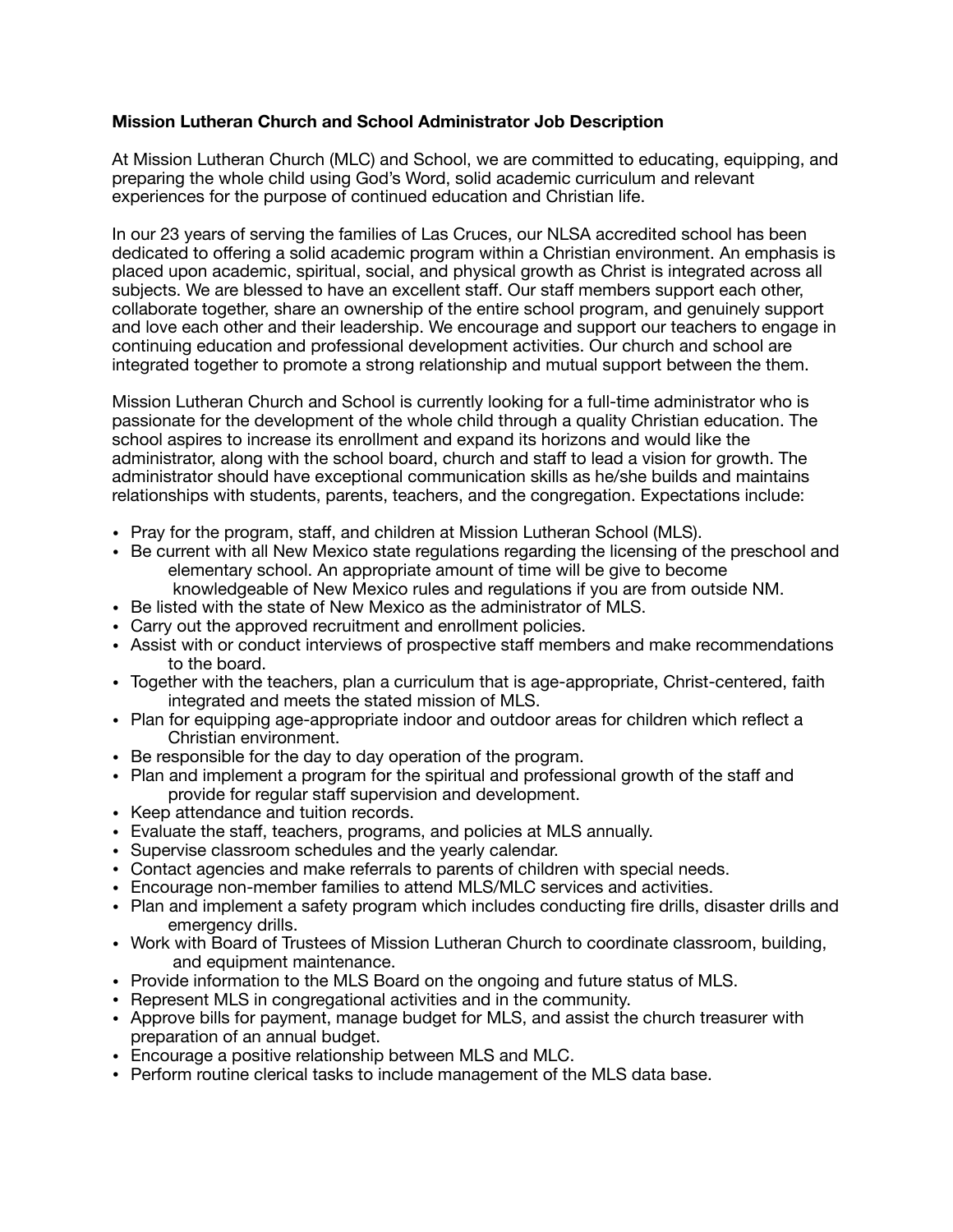**Mission Lutheran Church and School Administrator Job Description**

At Mission Lutheran Church (MLC) and School, we are committed to educating, equipping, and preparing the whole child using God's Word, solid academic curriculum and relevant experiences for the purpose of continued education and Christian life.

In our 23 years of serving the families of Las Cruces, our NLSA accredited school has been dedicated to offering a solid academic program within a Christian environment. An emphasis is placed upon academic, spiritual, social, and physical growth as Christ is integrated across all subjects. We are blessed to have an excellent staff. Our staff members support each other, collaborate together, share an ownership of the entire school program, and genuinely support and love each other and their leadership. We encourage and support our teachers to engage in continuing education and professional development activities. Our church and school are integrated together to promote a strong relationship and mutual support between the them.

Mission Lutheran Church and School is currently looking for a full-time administrator who is passionate for the development of the whole child through a quality Christian education. The school aspires to increase its enrollment and expand its horizons and would like the administrator, along with the school board, church and staff to lead a vision for growth. The administrator should have exceptional communication skills as he/she builds and maintains relationships with students, parents, teachers, and the congregation. Expectations include:

- Pray for the program, staff, and children at Mission Lutheran School (MLS).
- Be current with all New Mexico state regulations regarding the licensing of the preschool and elementary school. An appropriate amount of time will be give to become knowledgeable of New Mexico rules and regulations if you are from outside NM.
- Be listed with the state of New Mexico as the administrator of MLS.
- Carry out the approved recruitment and enrollment policies.
- Assist with or conduct interviews of prospective staff members and make recommendations to the board.
- Together with the teachers, plan a curriculum that is age-appropriate, Christ-centered, faith integrated and meets the stated mission of MLS.
- Plan for equipping age-appropriate indoor and outdoor areas for children which reflect a Christian environment.
- Be responsible for the day to day operation of the program.
- Plan and implement a program for the spiritual and professional growth of the staff and provide for regular staff supervision and development.
- Keep attendance and tuition records.
- Evaluate the staff, teachers, programs, and policies at MLS annually.
- Supervise classroom schedules and the yearly calendar.
- Contact agencies and make referrals to parents of children with special needs.
- Encourage non-member families to attend MLS/MLC services and activities.
- Plan and implement a safety program which includes conducting fire drills, disaster drills and emergency drills.
- Work with Board of Trustees of Mission Lutheran Church to coordinate classroom, building, and equipment maintenance.
- Provide information to the MLS Board on the ongoing and future status of MLS.
- Represent MLS in congregational activities and in the community.
- Approve bills for payment, manage budget for MLS, and assist the church treasurer with preparation of an annual budget.
- Encourage a positive relationship between MLS and MLC.
- Perform routine clerical tasks to include management of the MLS data base.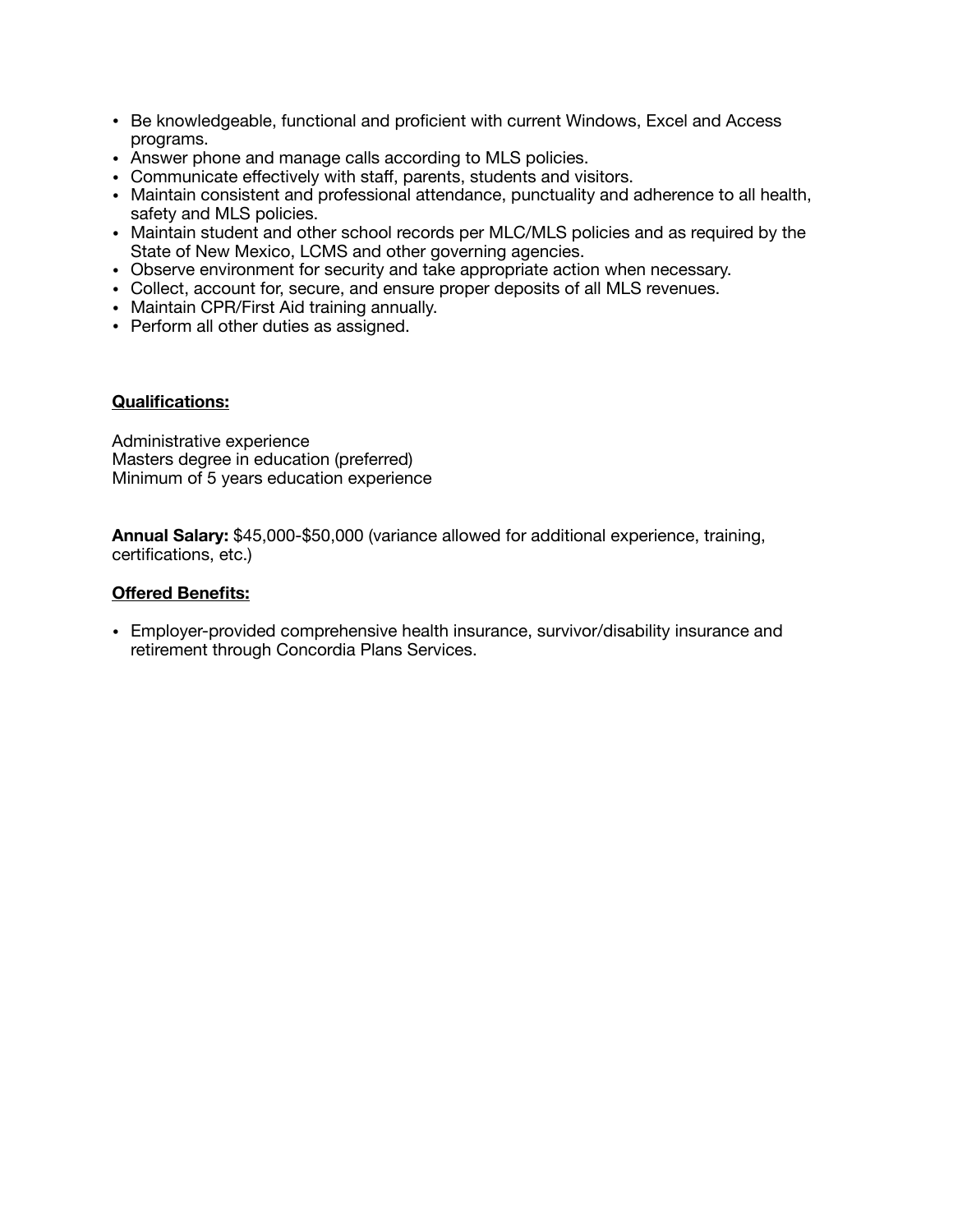- Be knowledgeable, functional and proficient with current Windows, Excel and Access programs.
- Answer phone and manage calls according to MLS policies.
- Communicate effectively with staff, parents, students and visitors.
- Maintain consistent and professional attendance, punctuality and adherence to all health, safety and MLS policies.
- Maintain student and other school records per MLC/MLS policies and as required by the State of New Mexico, LCMS and other governing agencies.
- Observe environment for security and take appropriate action when necessary.
- Collect, account for, secure, and ensure proper deposits of all MLS revenues.
- Maintain CPR/First Aid training annually.
- Perform all other duties as assigned.

**Qualifications:**

Administrative experience
Masters degree in education (preferred)
Minimum of 5 years education experience

**Annual Salary:** $45,000-$50,000 (variance allowed for additional experience, training, certifications, etc.)

**Offered Benefits:**

- Employer-provided comprehensive health insurance, survivor/disability insurance and retirement through Concordia Plans Services.